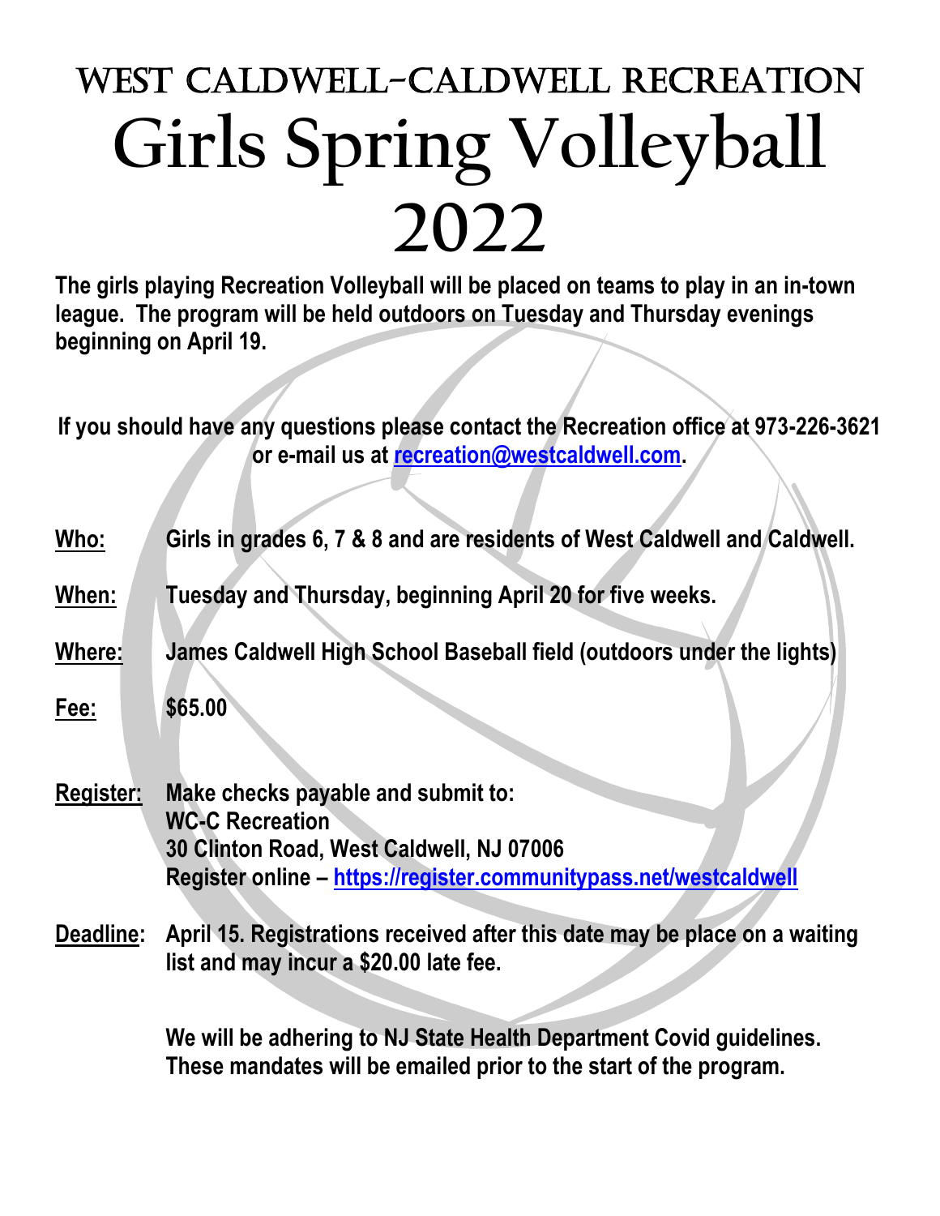# WEST CALDWELL-CALDWELL RECREATION

# Girls Spring Volleyball 2022

**The girls playing Recreation Volleyball will be placed on teams to play in an in-town league. The program will be held outdoors on Tuesday and Thursday evenings beginning on April 19.**

**If you should have any questions please contact the Recreation office at 973-226-3621 or e-mail us at [recreation@westcaldwell.com](mailto:recreation@westcaldwell.com).**

**Who:** **Girls in grades 6, 7 & 8 and are residents of West Caldwell and Caldwell.**

**When:** **Tuesday and Thursday, beginning April 20 for five weeks.**

**Where:** **James Caldwell High School Baseball field (outdoors under the lights)**

**Fee:** **$65.00**

**Register:** **Make checks payable and submit to:**
**WC-C Recreation**
**30 Clinton Road, West Caldwell, NJ 07006**
**Register online – [https://register.communitypass.net/westcaldwell](https://register.communitypass.net/westcaldwell)**

**Deadline:** **April 15. Registrations received after this date may be place on a waiting list and may incur a $20.00 late fee.**

**We will be adhering to NJ State Health Department Covid guidelines. These mandates will be emailed prior to the start of the program.**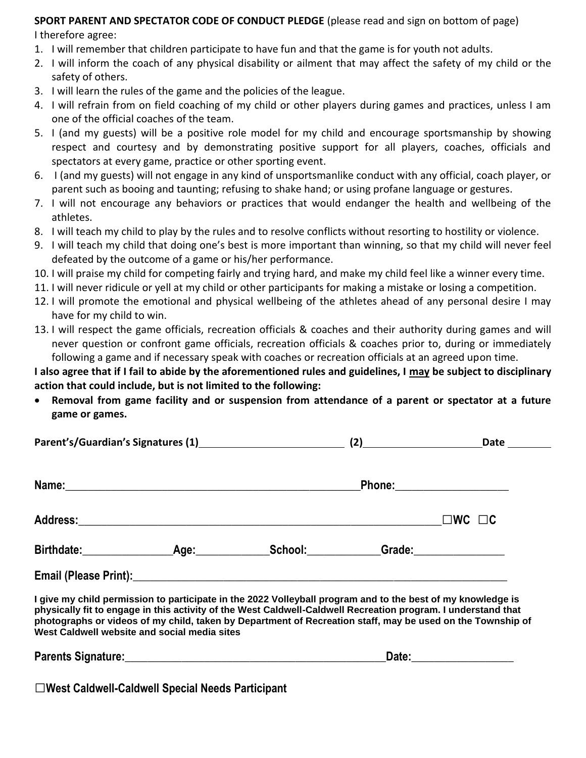**SPORT PARENT AND SPECTATOR CODE OF CONDUCT PLEDGE** (please read and sign on bottom of page)

I therefore agree:

1. I will remember that children participate to have fun and that the game is for youth not adults.
2. I will inform the coach of any physical disability or ailment that may affect the safety of my child or the safety of others.
3. I will learn the rules of the game and the policies of the league.
4. I will refrain from on field coaching of my child or other players during games and practices, unless I am one of the official coaches of the team.
5. I (and my guests) will be a positive role model for my child and encourage sportsmanship by showing respect and courtesy and by demonstrating positive support for all players, coaches, officials and spectators at every game, practice or other sporting event.
6. I (and my guests) will not engage in any kind of unsportsmanlike conduct with any official, coach player, or parent such as booing and taunting; refusing to shake hand; or using profane language or gestures.
7. I will not encourage any behaviors or practices that would endanger the health and wellbeing of the athletes.
8. I will teach my child to play by the rules and to resolve conflicts without resorting to hostility or violence.
9. I will teach my child that doing one's best is more important than winning, so that my child will never feel defeated by the outcome of a game or his/her performance.
10. I will praise my child for competing fairly and trying hard, and make my child feel like a winner every time.
11. I will never ridicule or yell at my child or other participants for making a mistake or losing a competition.
12. I will promote the emotional and physical wellbeing of the athletes ahead of any personal desire I may have for my child to win.
13. I will respect the game officials, recreation officials & coaches and their authority during games and will never question or confront game officials, recreation officials & coaches prior to, during or immediately following a game and if necessary speak with coaches or recreation officials at an agreed upon time.

**I also agree that if I fail to abide by the aforementioned rules and guidelines, I <u>may</u> be subject to disciplinary action that could include, but is not limited to the following:**

- **Removal from game facility and or suspension from attendance of a parent or spectator at a future game or games.**

**Parent's/Guardian's Signatures (1)**\_\_\_\_\_\_\_\_\_\_\_\_\_\_\_\_\_\_\_\_ **(2)**\_\_\_\_\_\_\_\_\_\_\_\_\_\_\_\_\_\_\_\_ **Date** \_\_\_\_\_\_\_\_

**Name:**\_\_\_\_\_\_\_\_\_\_\_\_\_\_\_\_\_\_\_\_\_\_\_\_\_\_\_\_\_\_\_\_\_\_\_\_\_\_\_\_ **Phone:**\_\_\_\_\_\_\_\_\_\_\_\_\_\_\_\_\_\_

**Address:**\_\_\_\_\_\_\_\_\_\_\_\_\_\_\_\_\_\_\_\_\_\_\_\_\_\_\_\_\_\_\_\_\_\_\_\_\_\_\_\_\_\_\_\_\_\_ ☐**WC** ☐**C**

**Birthdate:**\_\_\_\_\_\_\_\_\_\_\_\_ **Age:**\_\_\_\_\_\_\_\_\_\_ **School:**\_\_\_\_\_\_\_\_\_\_ **Grade:**\_\_\_\_\_\_\_\_\_\_\_\_

**Email (Please Print):**\_\_\_\_\_\_\_\_\_\_\_\_\_\_\_\_\_\_\_\_\_\_\_\_\_\_\_\_\_\_\_\_\_\_\_\_\_\_\_\_\_\_\_\_\_\_\_\_\_\_

**I give my child permission to participate in the 2022 Volleyball program and to the best of my knowledge is physically fit to engage in this activity of the West Caldwell-Caldwell Recreation program. I understand that photographs or videos of my child, taken by Department of Recreation staff, may be used on the Township of West Caldwell website and social media sites**

**Parents Signature:**\_\_\_\_\_\_\_\_\_\_\_\_\_\_\_\_\_\_\_\_\_\_\_\_\_\_\_\_\_\_\_\_\_\_\_\_\_\_\_\_ **Date:**\_\_\_\_\_\_\_\_\_\_\_\_\_\_\_\_

☐**West Caldwell-Caldwell Special Needs Participant**